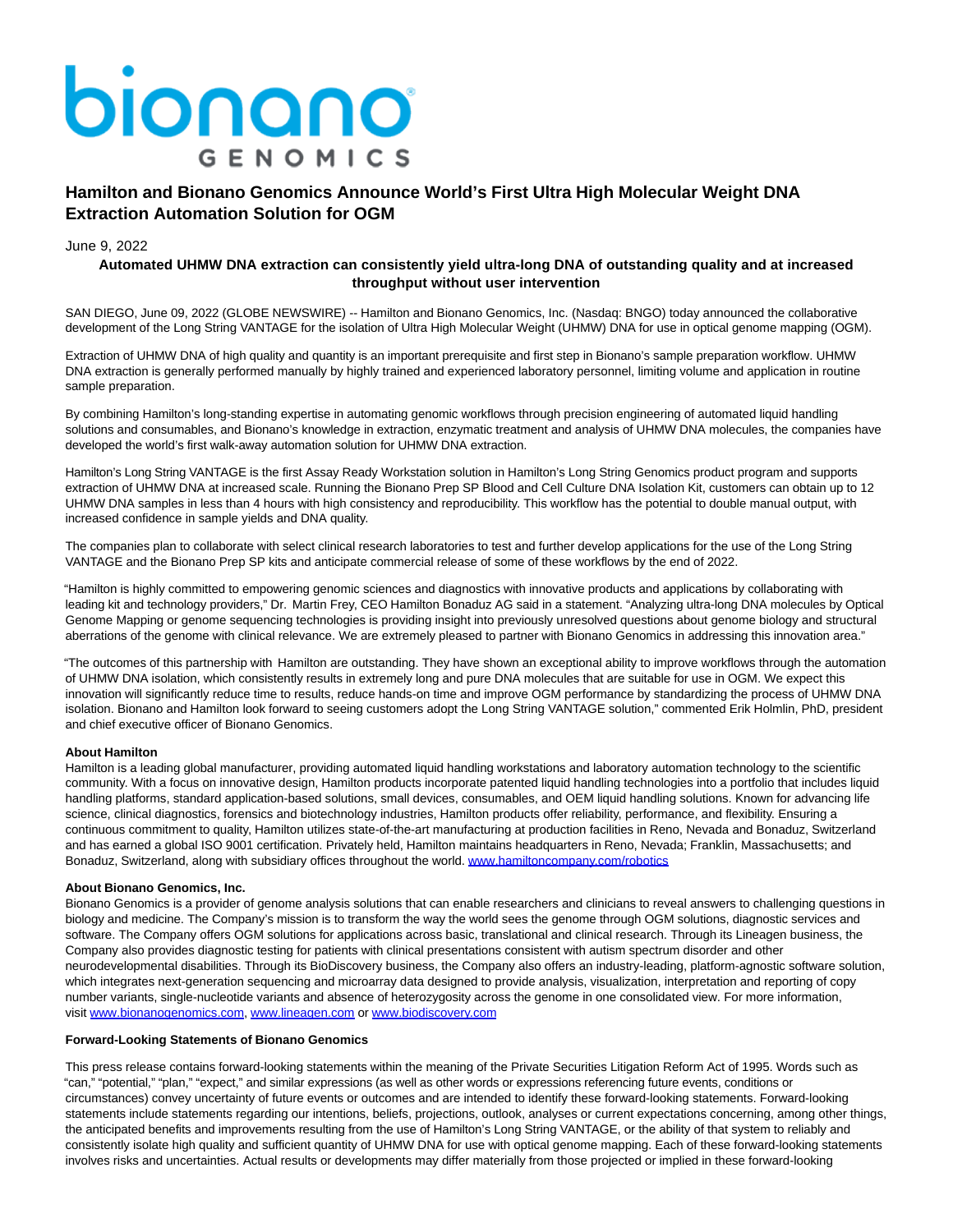# Hamilton and Bionano Genomics Announce World's First Ultra High Molecular Weight DNA Extraction Automation Solution for OGM

June 9, 2022

**Automated UHMW DNA extraction can consistently yield ultra-long DNA of outstanding quality and at increased throughput without user intervention**

SAN DIEGO, June 09, 2022 (GLOBE NEWSWIRE) -- Hamilton and Bionano Genomics, Inc. (Nasdaq: BNGO) today announced the collaborative development of the Long String VANTAGE for the isolation of Ultra High Molecular Weight (UHMW) DNA for use in optical genome mapping (OGM).

Extraction of UHMW DNA of high quality and quantity is an important prerequisite and first step in Bionano's sample preparation workflow. UHMW DNA extraction is generally performed manually by highly trained and experienced laboratory personnel, limiting volume and application in routine sample preparation.

By combining Hamilton's long-standing expertise in automating genomic workflows through precision engineering of automated liquid handling solutions and consumables, and Bionano's knowledge in extraction, enzymatic treatment and analysis of UHMW DNA molecules, the companies have developed the world's first walk-away automation solution for UHMW DNA extraction.

Hamilton's Long String VANTAGE is the first Assay Ready Workstation solution in Hamilton's Long String Genomics product program and supports extraction of UHMW DNA at increased scale. Running the Bionano Prep SP Blood and Cell Culture DNA Isolation Kit, customers can obtain up to 12 UHMW DNA samples in less than 4 hours with high consistency and reproducibility. This workflow has the potential to double manual output, with increased confidence in sample yields and DNA quality.

The companies plan to collaborate with select clinical research laboratories to test and further develop applications for the use of the Long String VANTAGE and the Bionano Prep SP kits and anticipate commercial release of some of these workflows by the end of 2022.

"Hamilton is highly committed to empowering genomic sciences and diagnostics with innovative products and applications by collaborating with leading kit and technology providers," Dr. Martin Frey, CEO Hamilton Bonaduz AG said in a statement. "Analyzing ultra-long DNA molecules by Optical Genome Mapping or genome sequencing technologies is providing insight into previously unresolved questions about genome biology and structural aberrations of the genome with clinical relevance. We are extremely pleased to partner with Bionano Genomics in addressing this innovation area."

"The outcomes of this partnership with Hamilton are outstanding. They have shown an exceptional ability to improve workflows through the automation of UHMW DNA isolation, which consistently results in extremely long and pure DNA molecules that are suitable for use in OGM. We expect this innovation will significantly reduce time to results, reduce hands-on time and improve OGM performance by standardizing the process of UHMW DNA isolation. Bionano and Hamilton look forward to seeing customers adopt the Long String VANTAGE solution," commented Erik Holmlin, PhD, president and chief executive officer of Bionano Genomics.

**About Hamilton**

Hamilton is a leading global manufacturer, providing automated liquid handling workstations and laboratory automation technology to the scientific community. With a focus on innovative design, Hamilton products incorporate patented liquid handling technologies into a portfolio that includes liquid handling platforms, standard application-based solutions, small devices, consumables, and OEM liquid handling solutions. Known for advancing life science, clinical diagnostics, forensics and biotechnology industries, Hamilton products offer reliability, performance, and flexibility. Ensuring a continuous commitment to quality, Hamilton utilizes state-of-the-art manufacturing at production facilities in Reno, Nevada and Bonaduz, Switzerland and has earned a global ISO 9001 certification. Privately held, Hamilton maintains headquarters in Reno, Nevada; Franklin, Massachusetts; and Bonaduz, Switzerland, along with subsidiary offices throughout the world. www.hamiltoncompany.com/robotics

**About Bionano Genomics, Inc.**

Bionano Genomics is a provider of genome analysis solutions that can enable researchers and clinicians to reveal answers to challenging questions in biology and medicine. The Company's mission is to transform the way the world sees the genome through OGM solutions, diagnostic services and software. The Company offers OGM solutions for applications across basic, translational and clinical research. Through its Lineagen business, the Company also provides diagnostic testing for patients with clinical presentations consistent with autism spectrum disorder and other neurodevelopmental disabilities. Through its BioDiscovery business, the Company also offers an industry-leading, platform-agnostic software solution, which integrates next-generation sequencing and microarray data designed to provide analysis, visualization, interpretation and reporting of copy number variants, single-nucleotide variants and absence of heterozygosity across the genome in one consolidated view. For more information, visit www.bionanogenomics.com, www.lineagen.com or www.biodiscovery.com

**Forward-Looking Statements of Bionano Genomics**

This press release contains forward-looking statements within the meaning of the Private Securities Litigation Reform Act of 1995. Words such as "can," "potential," "plan," "expect," and similar expressions (as well as other words or expressions referencing future events, conditions or circumstances) convey uncertainty of future events or outcomes and are intended to identify these forward-looking statements. Forward-looking statements include statements regarding our intentions, beliefs, projections, outlook, analyses or current expectations concerning, among other things, the anticipated benefits and improvements resulting from the use of Hamilton's Long String VANTAGE, or the ability of that system to reliably and consistently isolate high quality and sufficient quantity of UHMW DNA for use with optical genome mapping. Each of these forward-looking statements involves risks and uncertainties. Actual results or developments may differ materially from those projected or implied in these forward-looking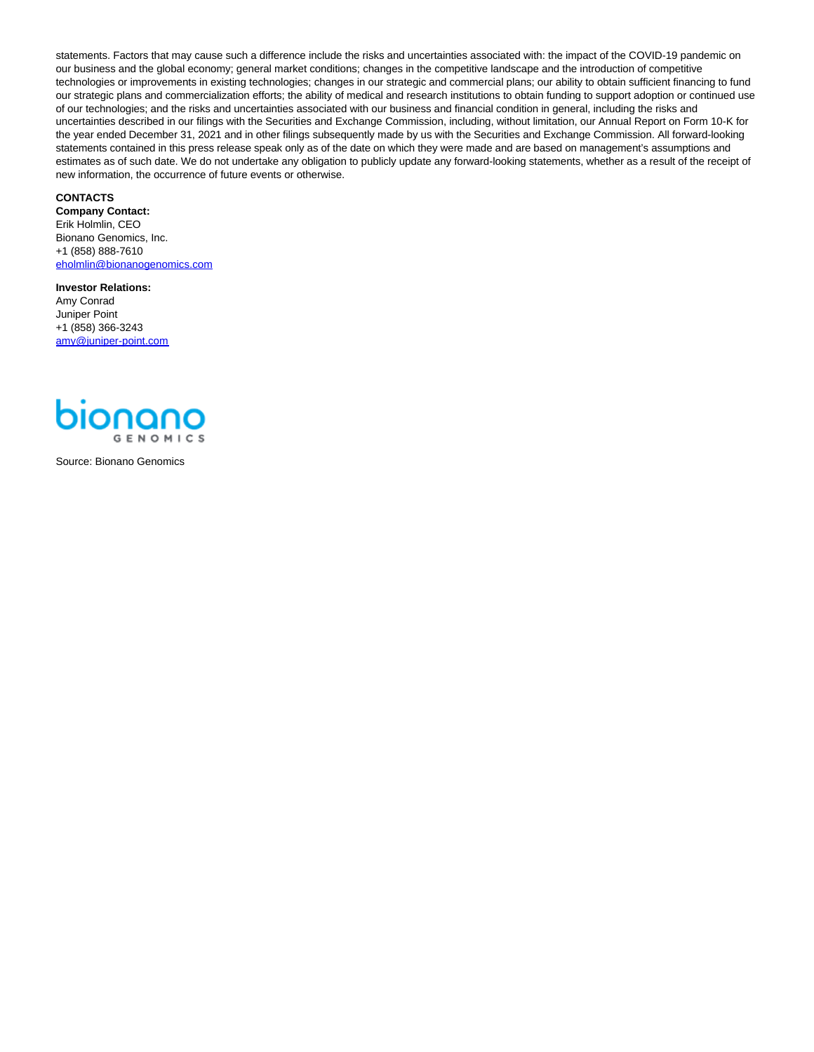statements. Factors that may cause such a difference include the risks and uncertainties associated with: the impact of the COVID-19 pandemic on our business and the global economy; general market conditions; changes in the competitive landscape and the introduction of competitive technologies or improvements in existing technologies; changes in our strategic and commercial plans; our ability to obtain sufficient financing to fund our strategic plans and commercialization efforts; the ability of medical and research institutions to obtain funding to support adoption or continued use of our technologies; and the risks and uncertainties associated with our business and financial condition in general, including the risks and uncertainties described in our filings with the Securities and Exchange Commission, including, without limitation, our Annual Report on Form 10-K for the year ended December 31, 2021 and in other filings subsequently made by us with the Securities and Exchange Commission. All forward-looking statements contained in this press release speak only as of the date on which they were made and are based on management's assumptions and estimates as of such date. We do not undertake any obligation to publicly update any forward-looking statements, whether as a result of the receipt of new information, the occurrence of future events or otherwise.

**CONTACTS**
**Company Contact:**
Erik Holmlin, CEO
Bionano Genomics, Inc.
+1 (858) 888-7610
eholmlin@bionanogenomics.com

**Investor Relations:**
Amy Conrad
Juniper Point
+1 (858) 366-3243
amy@juniper-point.com

bionano
GENOMICS

Source: Bionano Genomics